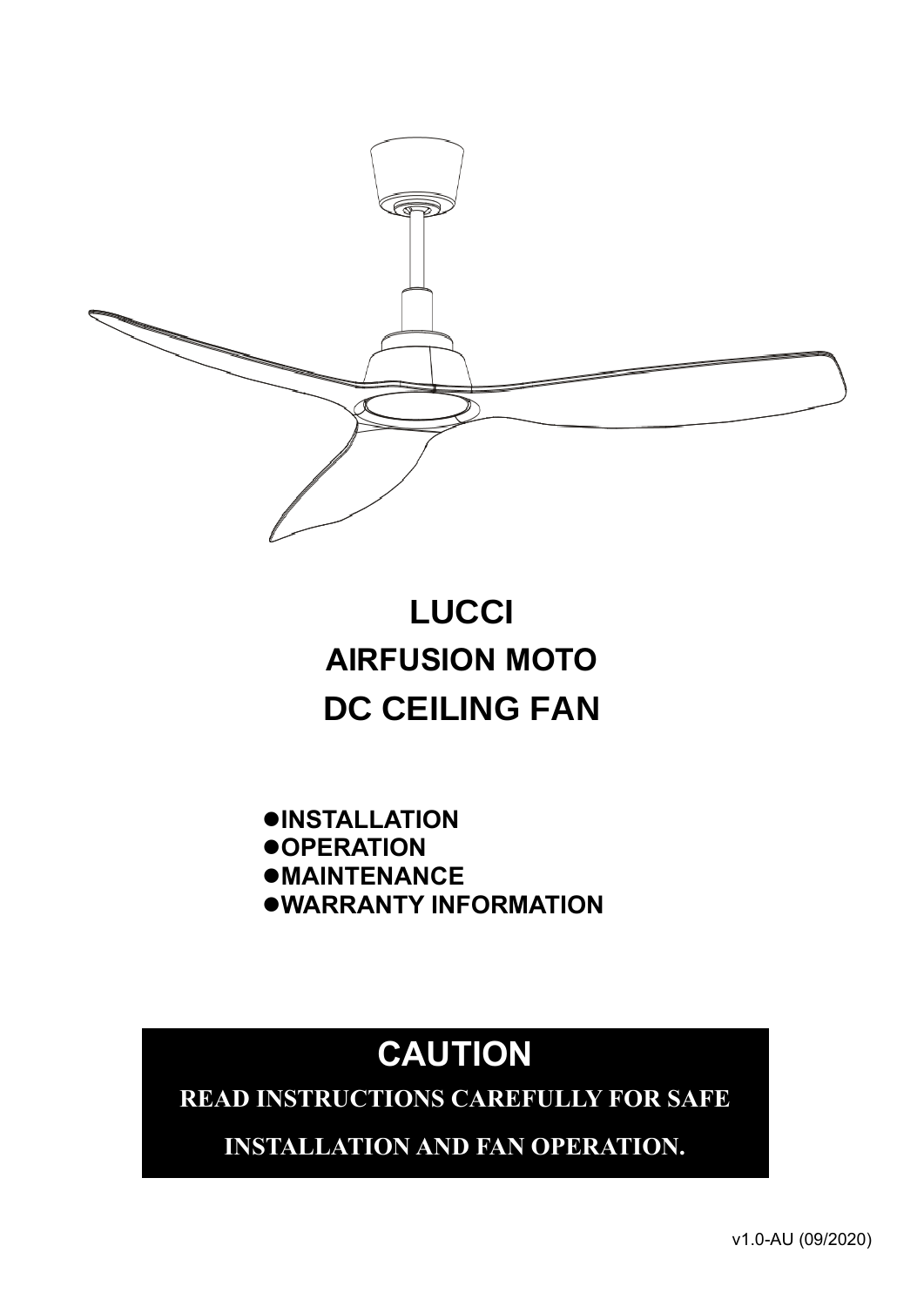# LUCCI
# AIRFUSION MOTO
# DC CEILING FAN

- **INSTALLATION**
- **OPERATION**
- **MAINTENANCE**
- **WARRANTY INFORMATION**

## CAUTION

**READ INSTRUCTIONS CAREFULLY FOR SAFE INSTALLATION AND FAN OPERATION.**

v1.0-AU (09/2020)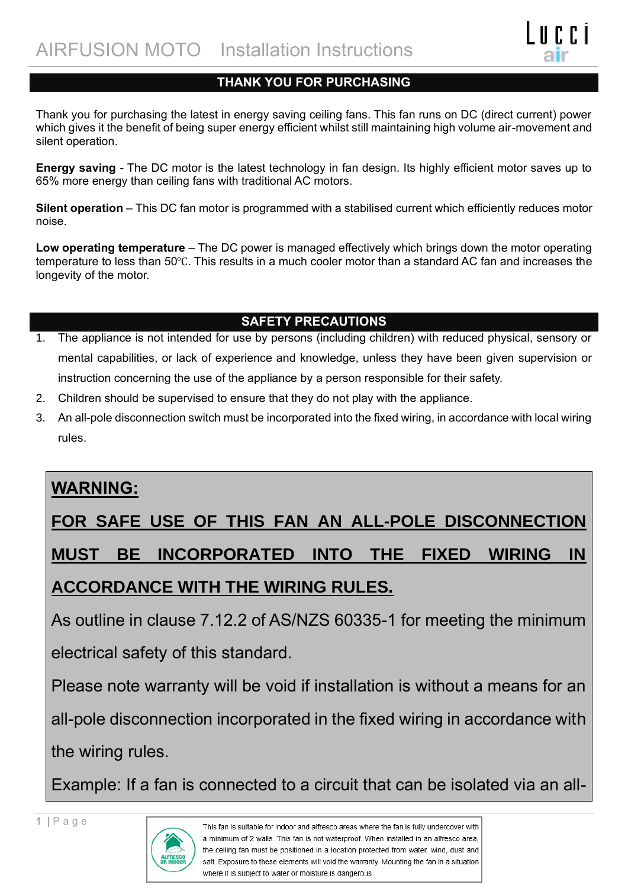## THANK YOU FOR PURCHASING

Thank you for purchasing the latest in energy saving ceiling fans. This fan runs on DC (direct current) power which gives it the benefit of being super energy efficient whilst still maintaining high volume air-movement and silent operation.

**Energy saving** - The DC motor is the latest technology in fan design. Its highly efficient motor saves up to 65% more energy than ceiling fans with traditional AC motors.

**Silent operation** – This DC fan motor is programmed with a stabilised current which efficiently reduces motor noise.

**Low operating temperature** – The DC power is managed effectively which brings down the motor operating temperature to less than 50℃. This results in a much cooler motor than a standard AC fan and increases the longevity of the motor.

## SAFETY PRECAUTIONS

1. The appliance is not intended for use by persons (including children) with reduced physical, sensory or mental capabilities, or lack of experience and knowledge, unless they have been given supervision or instruction concerning the use of the appliance by a person responsible for their safety.
2. Children should be supervised to ensure that they do not play with the appliance.
3. An all-pole disconnection switch must be incorporated into the fixed wiring, in accordance with local wiring rules.

**WARNING:**

**FOR SAFE USE OF THIS FAN AN ALL-POLE DISCONNECTION MUST BE INCORPORATED INTO THE FIXED WIRING IN ACCORDANCE WITH THE WIRING RULES.**

As outline in clause 7.12.2 of AS/NZS 60335-1 for meeting the minimum electrical safety of this standard.

Please note warranty will be void if installation is without a means for an all-pole disconnection incorporated in the fixed wiring in accordance with the wiring rules.

Example: If a fan is connected to a circuit that can be isolated via an all-

ALFRESCO OR INDOOR

This fan is suitable for indoor and alfresco areas where the fan is fully undercover with a minimum of 2 walls. This fan is not waterproof. When installed in an alfresco area, the ceiling fan must be positioned in a location protected from water, wind, dust and salt. Exposure to these elements will void the warranty. Mounting the fan in a situation where it is subject to water or moisture is dangerous.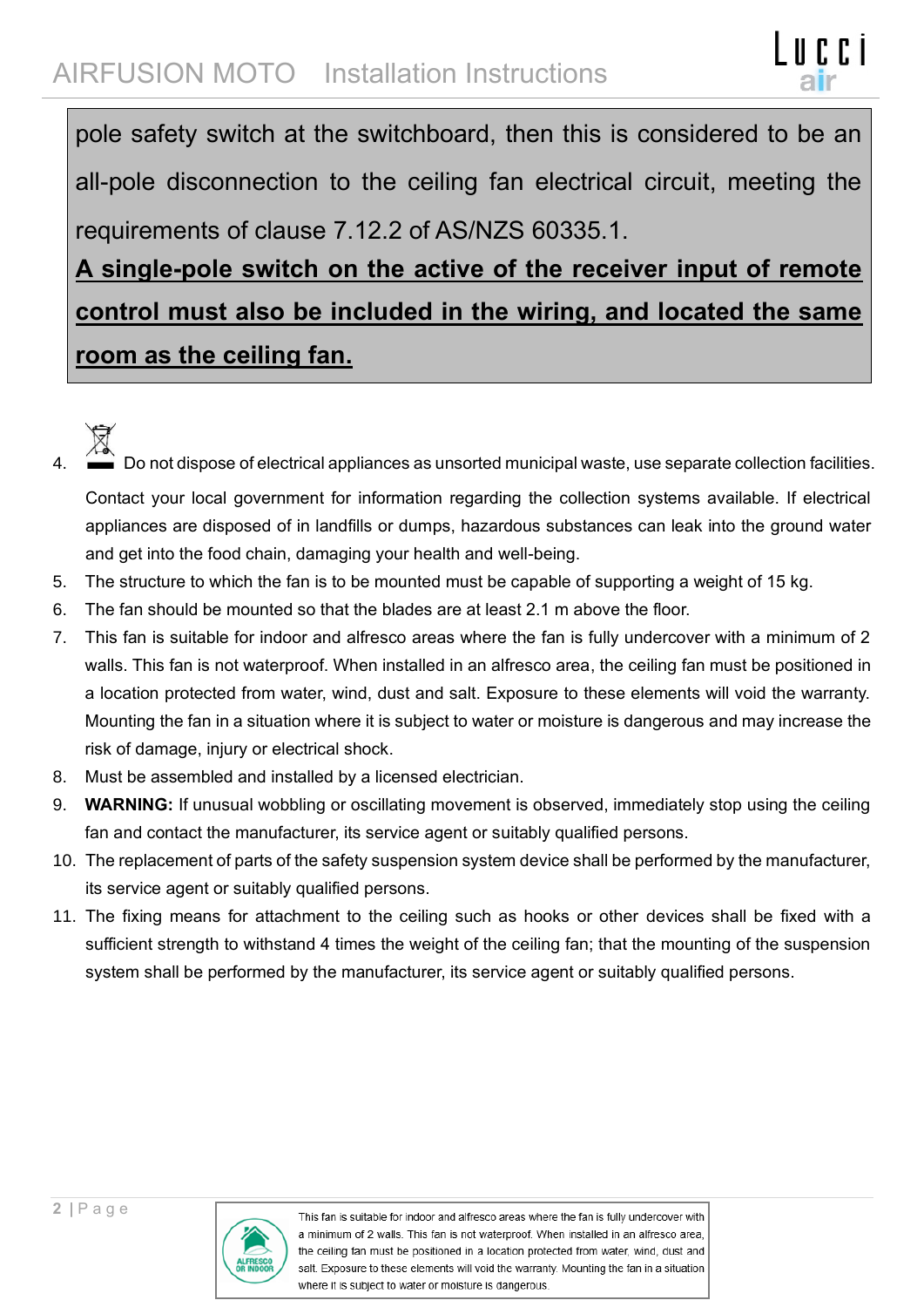pole safety switch at the switchboard, then this is considered to be an all-pole disconnection to the ceiling fan electrical circuit, meeting the requirements of clause 7.12.2 of AS/NZS 60335.1.

**A single-pole switch on the active of the receiver input of remote control must also be included in the wiring, and located the same room as the ceiling fan.**

4. Do not dispose of electrical appliances as unsorted municipal waste, use separate collection facilities. Contact your local government for information regarding the collection systems available. If electrical appliances are disposed of in landfills or dumps, hazardous substances can leak into the ground water and get into the food chain, damaging your health and well-being.
5. The structure to which the fan is to be mounted must be capable of supporting a weight of 15 kg.
6. The fan should be mounted so that the blades are at least 2.1 m above the floor.
7. This fan is suitable for indoor and alfresco areas where the fan is fully undercover with a minimum of 2 walls. This fan is not waterproof. When installed in an alfresco area, the ceiling fan must be positioned in a location protected from water, wind, dust and salt. Exposure to these elements will void the warranty. Mounting the fan in a situation where it is subject to water or moisture is dangerous and may increase the risk of damage, injury or electrical shock.
8. Must be assembled and installed by a licensed electrician.
9. **WARNING:** If unusual wobbling or oscillating movement is observed, immediately stop using the ceiling fan and contact the manufacturer, its service agent or suitably qualified persons.
10. The replacement of parts of the safety suspension system device shall be performed by the manufacturer, its service agent or suitably qualified persons.
11. The fixing means for attachment to the ceiling such as hooks or other devices shall be fixed with a sufficient strength to withstand 4 times the weight of the ceiling fan; that the mounting of the suspension system shall be performed by the manufacturer, its service agent or suitably qualified persons.

ALFRESCO OR INDOOR

This fan is suitable for indoor and alfresco areas where the fan is fully undercover with a minimum of 2 walls. This fan is not waterproof. When installed in an alfresco area, the ceiling fan must be positioned in a location protected from water, wind, dust and salt. Exposure to these elements will void the warranty. Mounting the fan in a situation where it is subject to water or moisture is dangerous.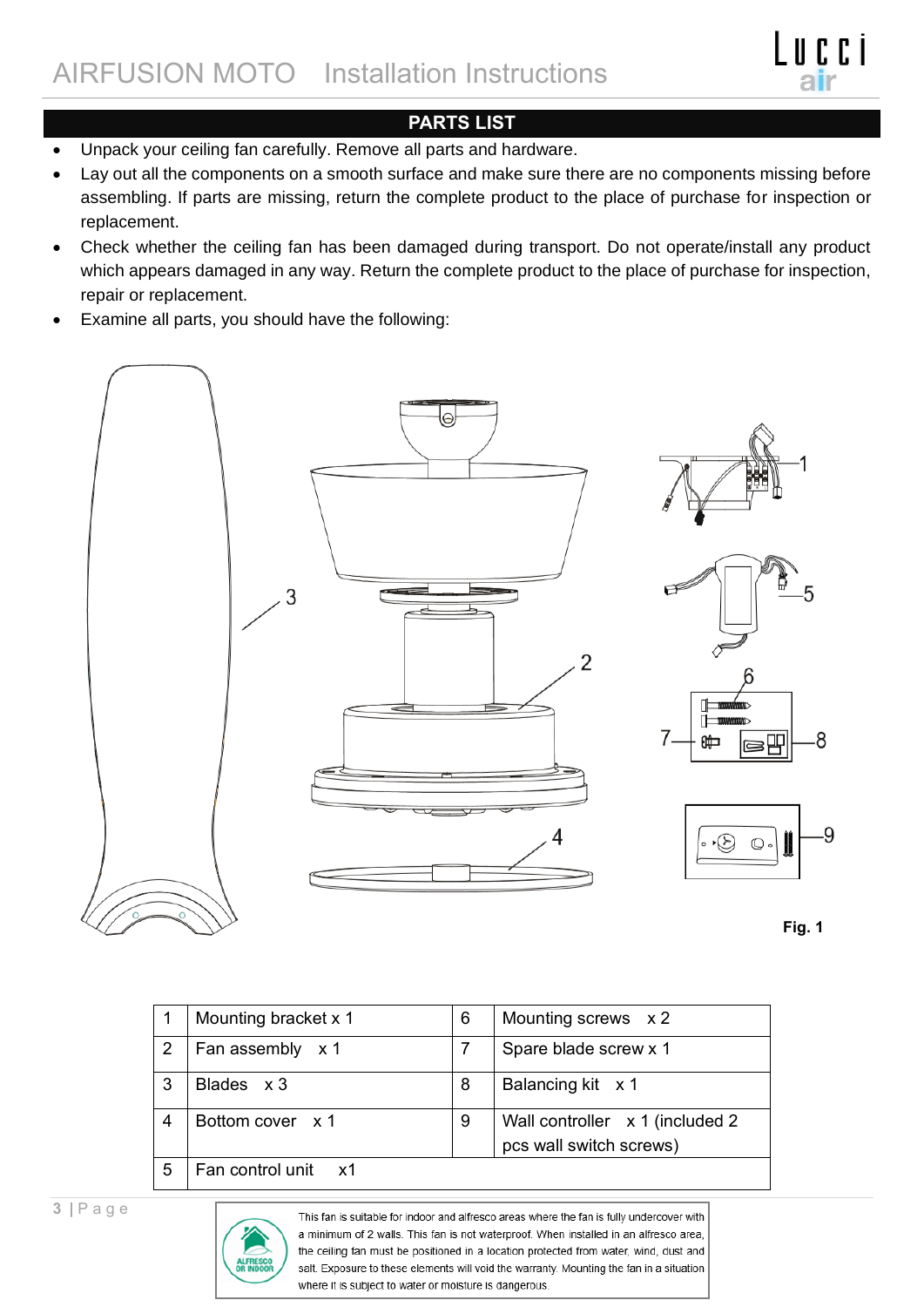## PARTS LIST

- Unpack your ceiling fan carefully. Remove all parts and hardware.
- Lay out all the components on a smooth surface and make sure there are no components missing before assembling. If parts are missing, return the complete product to the place of purchase for inspection or replacement.
- Check whether the ceiling fan has been damaged during transport. Do not operate/install any product which appears damaged in any way. Return the complete product to the place of purchase for inspection, repair or replacement.
- Examine all parts, you should have the following:

**Fig. 1**

| 1 | Mounting bracket x 1 | 6 | Mounting screws x 2 |
|---|---|---|---|
| 2 | Fan assembly x 1 | 7 | Spare blade screw x 1 |
| 3 | Blades x 3 | 8 | Balancing kit x 1 |
| 4 | Bottom cover x 1 | 9 | Wall controller x 1 (included 2 pcs wall switch screws) |
| 5 | Fan control unit x1 | | |

ALFRESCO OR INDOOR

This fan is suitable for indoor and alfresco areas where the fan is fully undercover with a minimum of 2 walls. This fan is not waterproof. When installed in an alfresco area, the ceiling fan must be positioned in a location protected from water, wind, dust and salt. Exposure to these elements will void the warranty. Mounting the fan in a situation where it is subject to water or moisture is dangerous.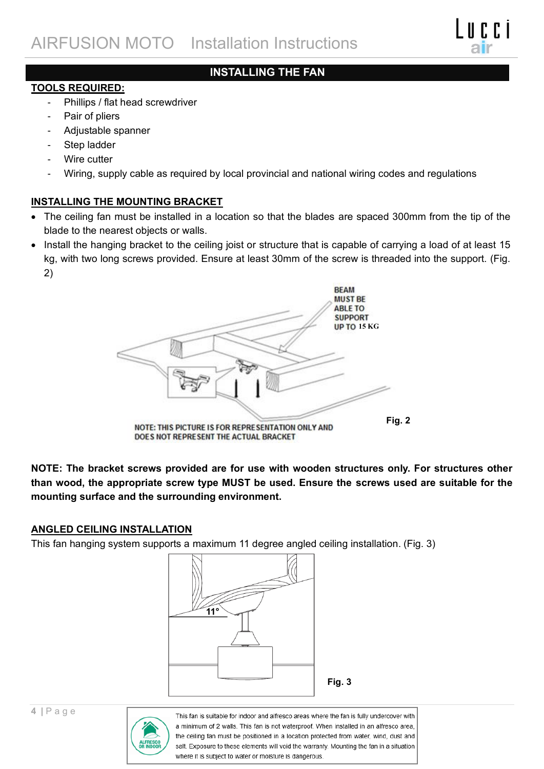## INSTALLING THE FAN

**TOOLS REQUIRED:**

- Phillips / flat head screwdriver
- Pair of pliers
- Adjustable spanner
- Step ladder
- Wire cutter
- Wiring, supply cable as required by local provincial and national wiring codes and regulations

**INSTALLING THE MOUNTING BRACKET**

- The ceiling fan must be installed in a location so that the blades are spaced 300mm from the tip of the blade to the nearest objects or walls.
- Install the hanging bracket to the ceiling joist or structure that is capable of carrying a load of at least 15 kg, with two long screws provided. Ensure at least 30mm of the screw is threaded into the support. (Fig. 2)

BEAM MUST BE ABLE TO SUPPORT UP TO 15 KG

NOTE: THIS PICTURE IS FOR REPRESENTATION ONLY AND DOES NOT REPRESENT THE ACTUAL BRACKET

Fig. 2

**NOTE: The bracket screws provided are for use with wooden structures only. For structures other than wood, the appropriate screw type MUST be used. Ensure the screws used are suitable for the mounting surface and the surrounding environment.**

**ANGLED CEILING INSTALLATION**

This fan hanging system supports a maximum 11 degree angled ceiling installation. (Fig. 3)

11°

Fig. 3

ALFRESCO OR INDOOR

This fan is suitable for indoor and alfresco areas where the fan is fully undercover with a minimum of 2 walls. This fan is not waterproof. When installed in an alfresco area, the ceiling fan must be positioned in a location protected from water, wind, dust and salt. Exposure to these elements will void the warranty. Mounting the fan in a situation where it is subject to water or moisture is dangerous.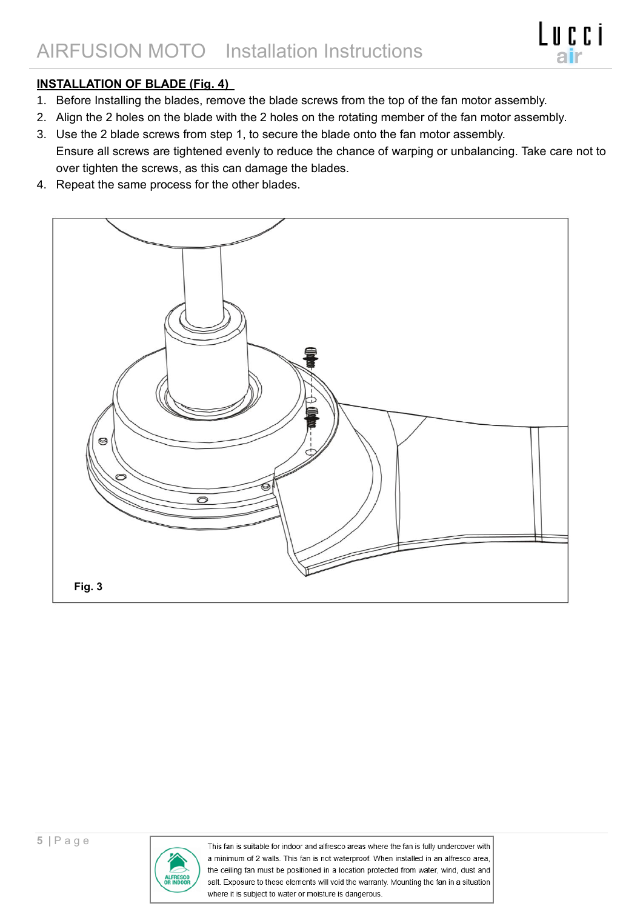**INSTALLATION OF BLADE (Fig. 4)**

1. Before Installing the blades, remove the blade screws from the top of the fan motor assembly.
2. Align the 2 holes on the blade with the 2 holes on the rotating member of the fan motor assembly.
3. Use the 2 blade screws from step 1, to secure the blade onto the fan motor assembly.
   Ensure all screws are tightened evenly to reduce the chance of warping or unbalancing. Take care not to over tighten the screws, as this can damage the blades.
4. Repeat the same process for the other blades.

Fig. 3

This fan is suitable for indoor and alfresco areas where the fan is fully undercover with a minimum of 2 walls. This fan is not waterproof. When installed in an alfresco area, the ceiling fan must be positioned in a location protected from water, wind, dust and salt. Exposure to these elements will void the warranty. Mounting the fan in a situation where it is subject to water or moisture is dangerous.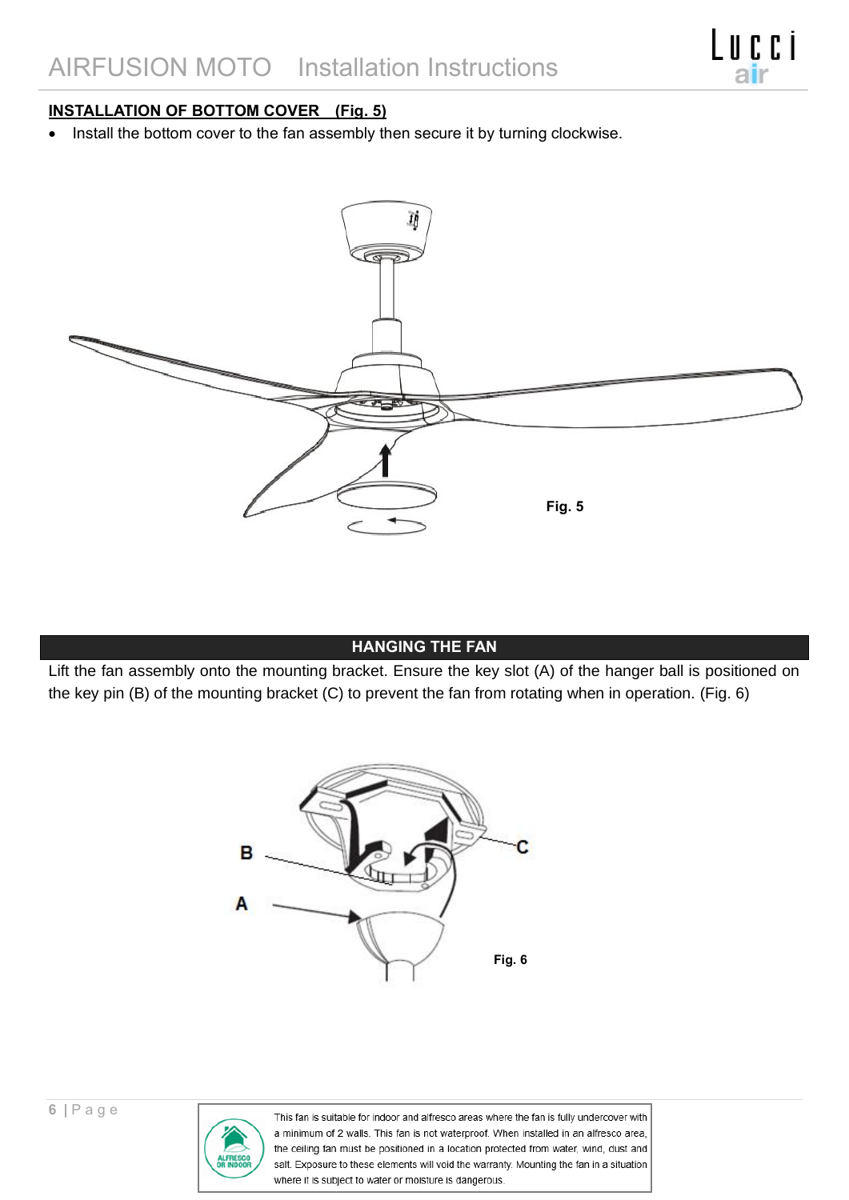## INSTALLATION OF BOTTOM COVER (Fig. 5)

- Install the bottom cover to the fan assembly then secure it by turning clockwise.

Fig. 5

## HANGING THE FAN

Lift the fan assembly onto the mounting bracket. Ensure the key slot (A) of the hanger ball is positioned on the key pin (B) of the mounting bracket (C) to prevent the fan from rotating when in operation. (Fig. 6)

B

A

C

Fig. 6

ALFRESCO OR INDOOR

This fan is suitable for indoor and alfresco areas where the fan is fully undercover with a minimum of 2 walls. This fan is not waterproof. When installed in an alfresco area, the ceiling fan must be positioned in a location protected from water, wind, dust and salt. Exposure to these elements will void the warranty. Mounting the fan in a situation where it is subject to water or moisture is dangerous.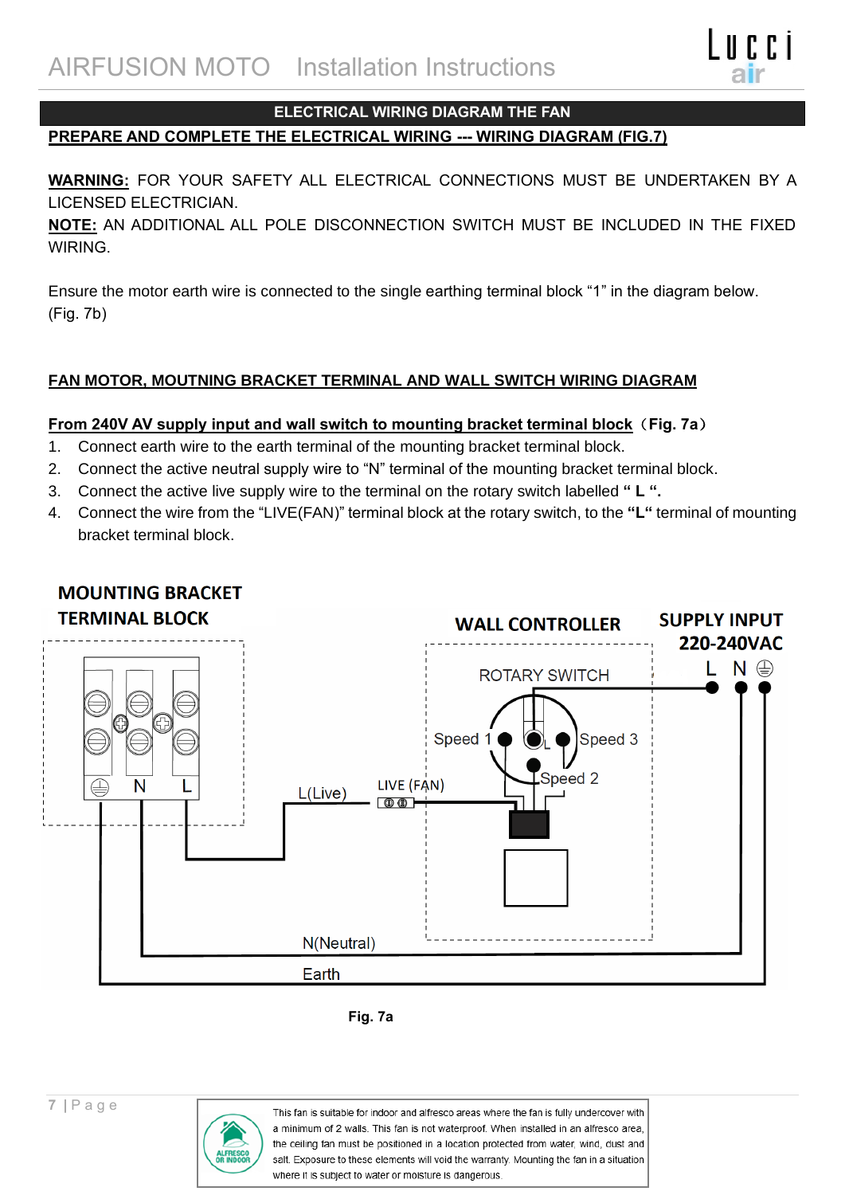## ELECTRICAL WIRING DIAGRAM THE FAN

**PREPARE AND COMPLETE THE ELECTRICAL WIRING --- WIRING DIAGRAM (FIG.7)**

**WARNING:** FOR YOUR SAFETY ALL ELECTRICAL CONNECTIONS MUST BE UNDERTAKEN BY A LICENSED ELECTRICIAN.

**NOTE:** AN ADDITIONAL ALL POLE DISCONNECTION SWITCH MUST BE INCLUDED IN THE FIXED WIRING.

Ensure the motor earth wire is connected to the single earthing terminal block "1" in the diagram below. (Fig. 7b)

**FAN MOTOR, MOUTNING BRACKET TERMINAL AND WALL SWITCH WIRING DIAGRAM**

**From 240V AV supply input and wall switch to mounting bracket terminal block（Fig. 7a）**

1. Connect earth wire to the earth terminal of the mounting bracket terminal block.
2. Connect the active neutral supply wire to "N" terminal of the mounting bracket terminal block.
3. Connect the active live supply wire to the terminal on the rotary switch labelled **" L ".**
4. Connect the wire from the "LIVE(FAN)" terminal block at the rotary switch, to the **"L"** terminal of mounting bracket terminal block.

Fig. 7a

This fan is suitable for indoor and alfresco areas where the fan is fully undercover with a minimum of 2 walls. This fan is not waterproof. When installed in an alfresco area, the ceiling fan must be positioned in a location protected from water, wind, dust and salt. Exposure to these elements will void the warranty. Mounting the fan in a situation where it is subject to water or moisture is dangerous.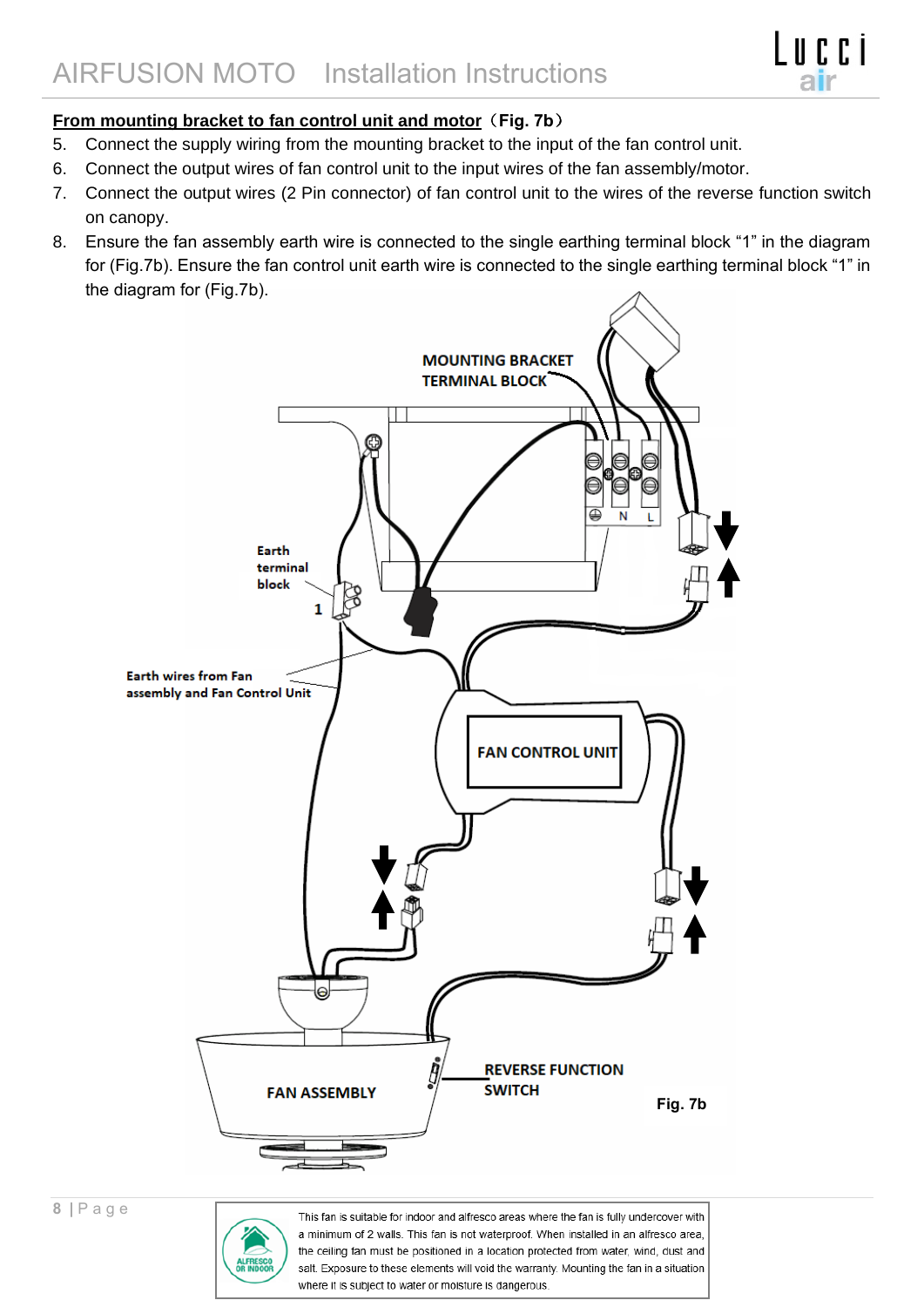**From mounting bracket to fan control unit and motor（Fig. 7b）**

5. Connect the supply wiring from the mounting bracket to the input of the fan control unit.
6. Connect the output wires of fan control unit to the input wires of the fan assembly/motor.
7. Connect the output wires (2 Pin connector) of fan control unit to the wires of the reverse function switch on canopy.
8. Ensure the fan assembly earth wire is connected to the single earthing terminal block “1” in the diagram for (Fig.7b). Ensure the fan control unit earth wire is connected to the single earthing terminal block “1” in the diagram for (Fig.7b).

MOUNTING BRACKET TERMINAL BLOCK

Earth terminal block

1

N L

Earth wires from Fan assembly and Fan Control Unit

FAN CONTROL UNIT

FAN ASSEMBLY

REVERSE FUNCTION SWITCH

Fig. 7b

This fan is suitable for indoor and alfresco areas where the fan is fully undercover with a minimum of 2 walls. This fan is not waterproof. When installed in an alfresco area, the ceiling fan must be positioned in a location protected from water, wind, dust and salt. Exposure to these elements will void the warranty. Mounting the fan in a situation where it is subject to water or moisture is dangerous.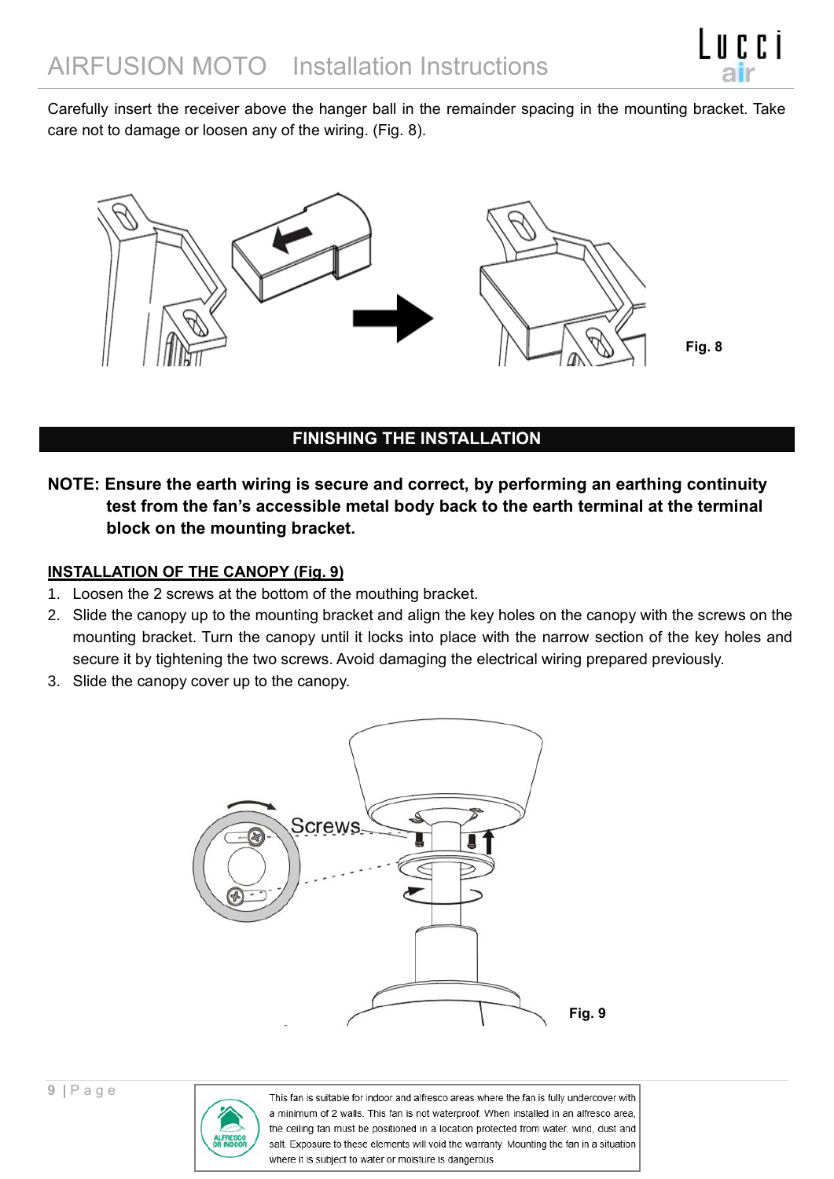Carefully insert the receiver above the hanger ball in the remainder spacing in the mounting bracket. Take care not to damage or loosen any of the wiring. (Fig. 8).

Fig. 8

## FINISHING THE INSTALLATION

**NOTE: Ensure the earth wiring is secure and correct, by performing an earthing continuity test from the fan's accessible metal body back to the earth terminal at the terminal block on the mounting bracket.**

**INSTALLATION OF THE CANOPY (Fig. 9)**

1. Loosen the 2 screws at the bottom of the mouthing bracket.
2. Slide the canopy up to the mounting bracket and align the key holes on the canopy with the screws on the mounting bracket. Turn the canopy until it locks into place with the narrow section of the key holes and secure it by tightening the two screws. Avoid damaging the electrical wiring prepared previously.
3. Slide the canopy cover up to the canopy.

Screws

Fig. 9

ALFRESCO OR INDOOR

This fan is suitable for indoor and alfresco areas where the fan is fully undercover with a minimum of 2 walls. This fan is not waterproof. When installed in an alfresco area, the ceiling fan must be positioned in a location protected from water, wind, dust and salt. Exposure to these elements will void the warranty. Mounting the fan in a situation where it is subject to water or moisture is dangerous.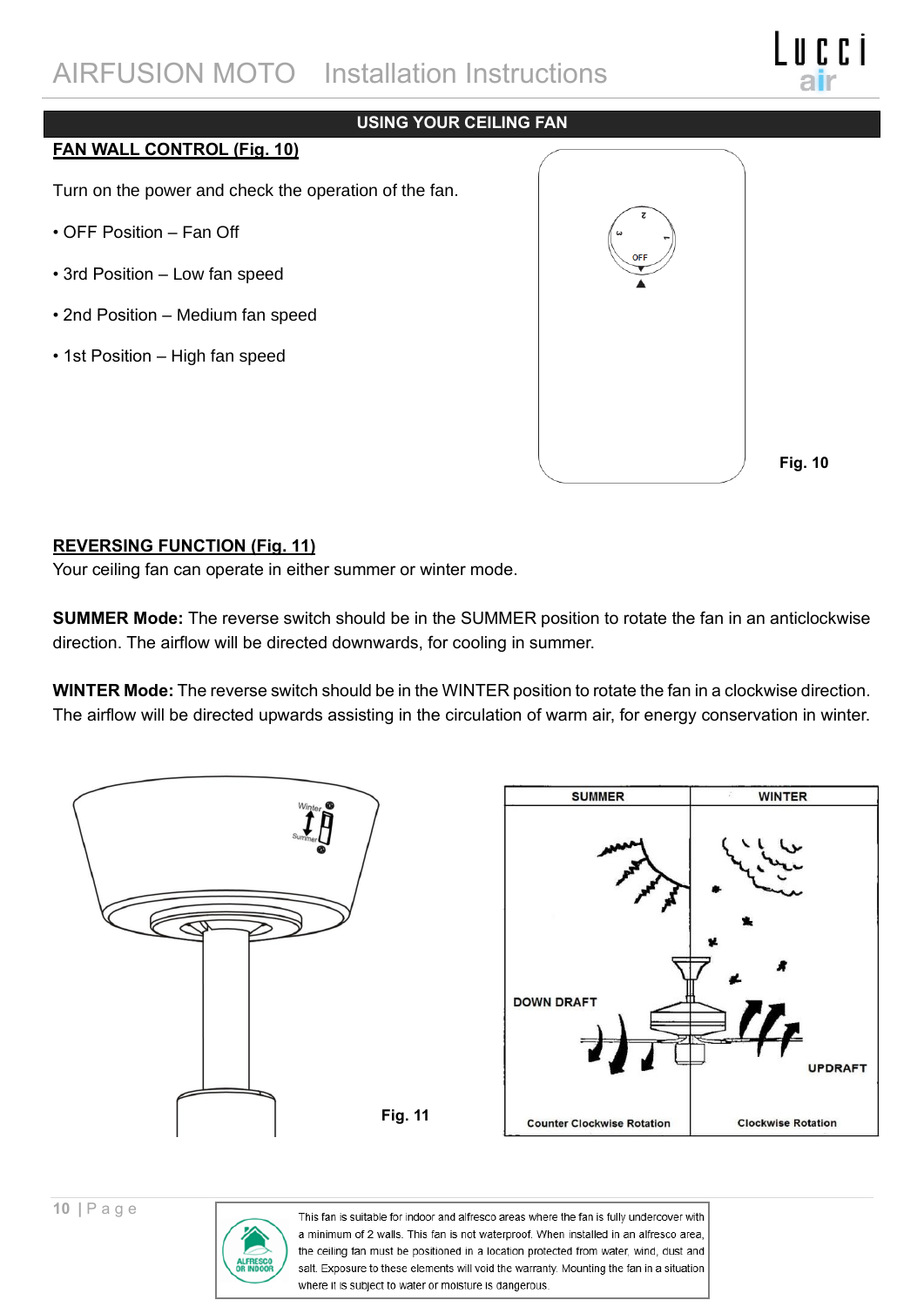## USING YOUR CEILING FAN

### FAN WALL CONTROL (Fig. 10)

Turn on the power and check the operation of the fan.

- OFF Position – Fan Off
- 3rd Position – Low fan speed
- 2nd Position – Medium fan speed
- 1st Position – High fan speed

Fig. 10

### REVERSING FUNCTION (Fig. 11)

Your ceiling fan can operate in either summer or winter mode.

**SUMMER Mode:** The reverse switch should be in the SUMMER position to rotate the fan in an anticlockwise direction. The airflow will be directed downwards, for cooling in summer.

**WINTER Mode:** The reverse switch should be in the WINTER position to rotate the fan in a clockwise direction. The airflow will be directed upwards assisting in the circulation of warm air, for energy conservation in winter.

Fig. 11

This fan is suitable for indoor and alfresco areas where the fan is fully undercover with a minimum of 2 walls. This fan is not waterproof. When installed in an alfresco area, the ceiling fan must be positioned in a location protected from water, wind, dust and salt. Exposure to these elements will void the warranty. Mounting the fan in a situation where it is subject to water or moisture is dangerous.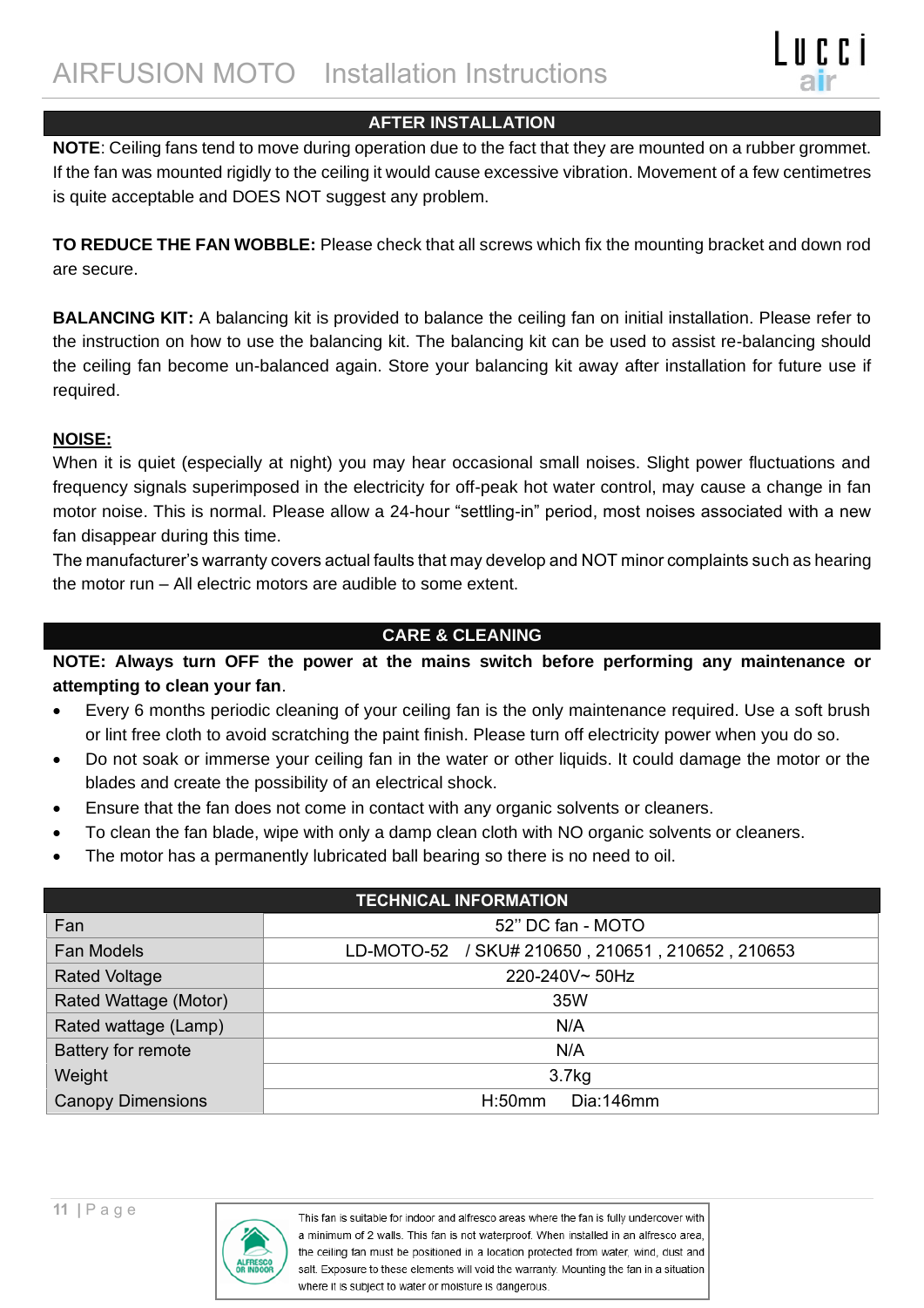## AFTER INSTALLATION

**NOTE**: Ceiling fans tend to move during operation due to the fact that they are mounted on a rubber grommet. If the fan was mounted rigidly to the ceiling it would cause excessive vibration. Movement of a few centimetres is quite acceptable and DOES NOT suggest any problem.

**TO REDUCE THE FAN WOBBLE:** Please check that all screws which fix the mounting bracket and down rod are secure.

**BALANCING KIT:** A balancing kit is provided to balance the ceiling fan on initial installation. Please refer to the instruction on how to use the balancing kit. The balancing kit can be used to assist re-balancing should the ceiling fan become un-balanced again. Store your balancing kit away after installation for future use if required.

**NOISE:**

When it is quiet (especially at night) you may hear occasional small noises. Slight power fluctuations and frequency signals superimposed in the electricity for off-peak hot water control, may cause a change in fan motor noise. This is normal. Please allow a 24-hour "settling-in" period, most noises associated with a new fan disappear during this time.

The manufacturer's warranty covers actual faults that may develop and NOT minor complaints such as hearing the motor run – All electric motors are audible to some extent.

## CARE & CLEANING

**NOTE: Always turn OFF the power at the mains switch before performing any maintenance or attempting to clean your fan**.

- Every 6 months periodic cleaning of your ceiling fan is the only maintenance required. Use a soft brush or lint free cloth to avoid scratching the paint finish. Please turn off electricity power when you do so.
- Do not soak or immerse your ceiling fan in the water or other liquids. It could damage the motor or the blades and create the possibility of an electrical shock.
- Ensure that the fan does not come in contact with any organic solvents or cleaners.
- To clean the fan blade, wipe with only a damp clean cloth with NO organic solvents or cleaners.
- The motor has a permanently lubricated ball bearing so there is no need to oil.

| TECHNICAL INFORMATION | |
|---|---|
| Fan | 52" DC fan - MOTO |
| Fan Models | LD-MOTO-52 / SKU# 210650 , 210651 , 210652 , 210653 |
| Rated Voltage | 220-240V~ 50Hz |
| Rated Wattage (Motor) | 35W |
| Rated wattage (Lamp) | N/A |
| Battery for remote | N/A |
| Weight | 3.7kg |
| Canopy Dimensions | H:50mm Dia:146mm |

ALFRESCO OR INDOOR

This fan is suitable for indoor and alfresco areas where the fan is fully undercover with a minimum of 2 walls. This fan is not waterproof. When installed in an alfresco area, the ceiling fan must be positioned in a location protected from water, wind, dust and salt. Exposure to these elements will void the warranty. Mounting the fan in a situation where it is subject to water or moisture is dangerous.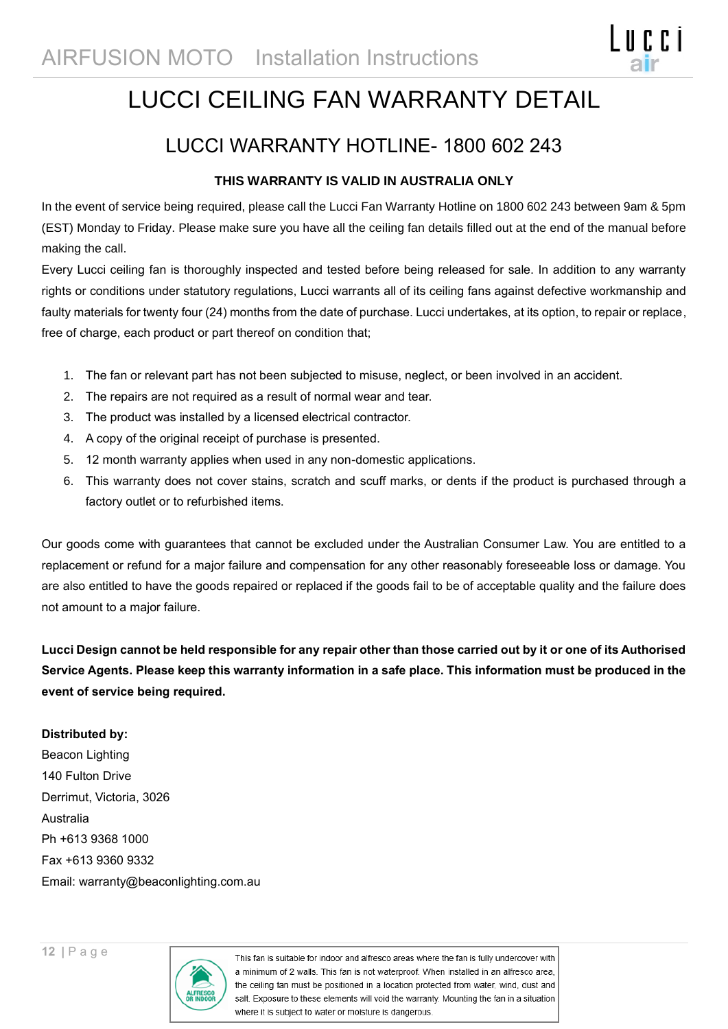# LUCCI CEILING FAN WARRANTY DETAIL

## LUCCI WARRANTY HOTLINE- 1800 602 243

**THIS WARRANTY IS VALID IN AUSTRALIA ONLY**

In the event of service being required, please call the Lucci Fan Warranty Hotline on 1800 602 243 between 9am & 5pm (EST) Monday to Friday. Please make sure you have all the ceiling fan details filled out at the end of the manual before making the call.

Every Lucci ceiling fan is thoroughly inspected and tested before being released for sale. In addition to any warranty rights or conditions under statutory regulations, Lucci warrants all of its ceiling fans against defective workmanship and faulty materials for twenty four (24) months from the date of purchase. Lucci undertakes, at its option, to repair or replace, free of charge, each product or part thereof on condition that;

1. The fan or relevant part has not been subjected to misuse, neglect, or been involved in an accident.
2. The repairs are not required as a result of normal wear and tear.
3. The product was installed by a licensed electrical contractor.
4. A copy of the original receipt of purchase is presented.
5. 12 month warranty applies when used in any non-domestic applications.
6. This warranty does not cover stains, scratch and scuff marks, or dents if the product is purchased through a factory outlet or to refurbished items.

Our goods come with guarantees that cannot be excluded under the Australian Consumer Law. You are entitled to a replacement or refund for a major failure and compensation for any other reasonably foreseeable loss or damage. You are also entitled to have the goods repaired or replaced if the goods fail to be of acceptable quality and the failure does not amount to a major failure.

**Lucci Design cannot be held responsible for any repair other than those carried out by it or one of its Authorised Service Agents. Please keep this warranty information in a safe place. This information must be produced in the event of service being required.**

**Distributed by:**
Beacon Lighting
140 Fulton Drive
Derrimut, Victoria, 3026
Australia
Ph +613 9368 1000
Fax +613 9360 9332
Email: warranty@beaconlighting.com.au

ALFRESCO OR INDOOR

This fan is suitable for indoor and alfresco areas where the fan is fully undercover with a minimum of 2 walls. This fan is not waterproof. When installed in an alfresco area, the ceiling fan must be positioned in a location protected from water, wind, dust and salt. Exposure to these elements will void the warranty. Mounting the fan in a situation where it is subject to water or moisture is dangerous.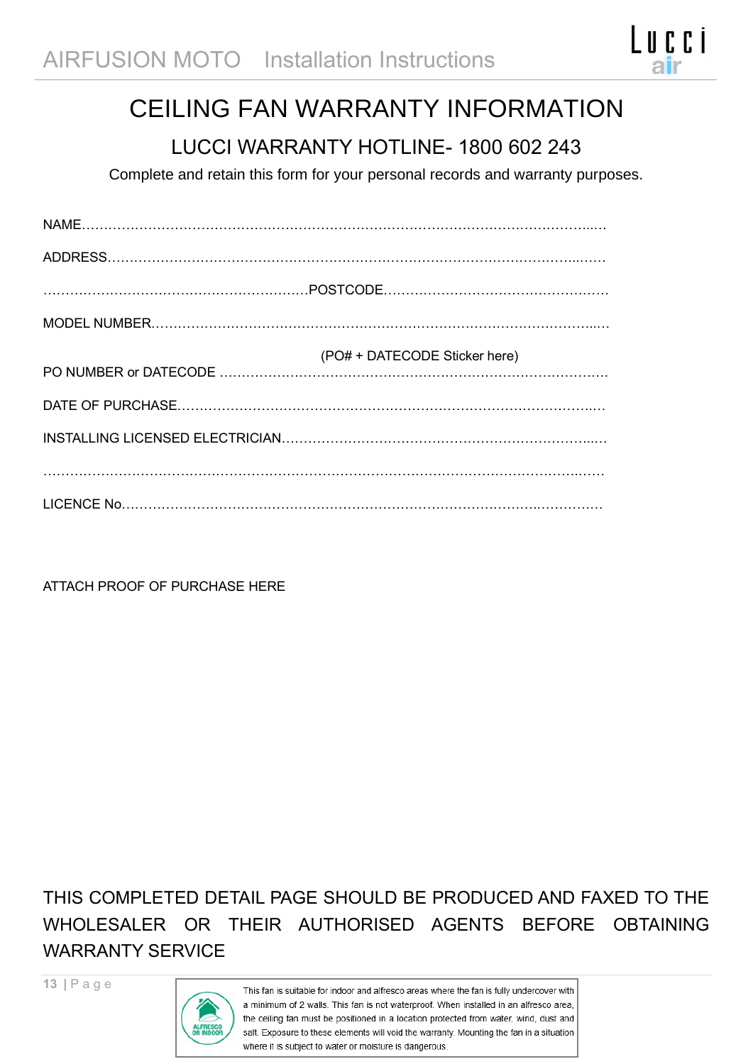# CEILING FAN WARRANTY INFORMATION

## LUCCI WARRANTY HOTLINE- 1800 602 243

Complete and retain this form for your personal records and warranty purposes.

NAME…………………………………………………………………………………………………...…

ADDRESS……………………………………………………………………………………………...……

……………………………………………………POSTCODE……………………………………………

MODEL NUMBER……………………………………………………………………………………...…

(PO# + DATECODE Sticker here)

PO NUMBER or DATECODE …………………………………………………………………………….

DATE OF PURCHASE……………………………………………………………………………….…

INSTALLING LICENSED ELECTRICIAN……………………………………………………………...…

……………………………………………………………………………………………………………

LICENCE No……………………………………………………………………………………………

ATTACH PROOF OF PURCHASE HERE

THIS COMPLETED DETAIL PAGE SHOULD BE PRODUCED AND FAXED TO THE WHOLESALER OR THEIR AUTHORISED AGENTS BEFORE OBTAINING WARRANTY SERVICE

ALFRESCO OR INDOOR

This fan is suitable for indoor and alfresco areas where the fan is fully undercover with a minimum of 2 walls. This fan is not waterproof. When installed in an alfresco area, the ceiling fan must be positioned in a location protected from water, wind, dust and salt. Exposure to these elements will void the warranty. Mounting the fan in a situation where it is subject to water or moisture is dangerous.